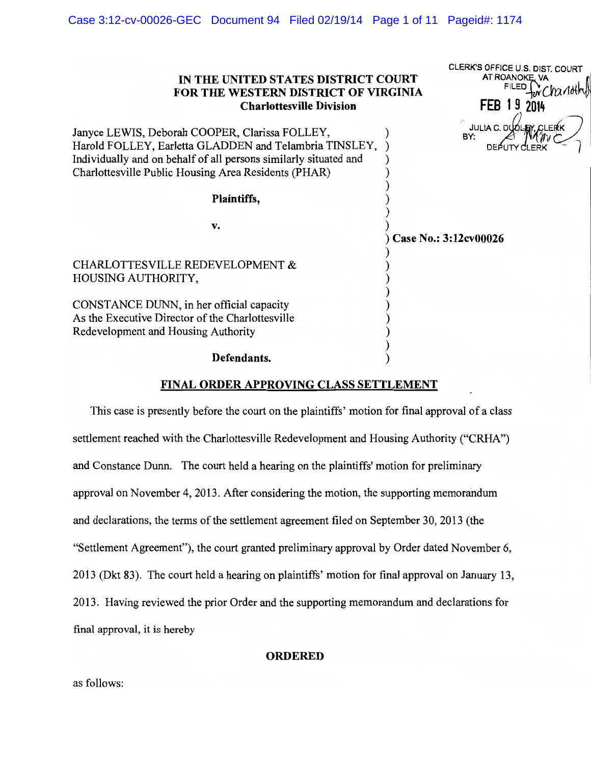CLERK'S OFFICE U.S. DIST. COURT
AT ROANOKE, VA
FILED for Charlottesville
FEB 19 2014
JULIA C. DUDLEY, CLERK
BY: DEPUTY CLERK

**IN THE UNITED STATES DISTRICT COURT**
**FOR THE WESTERN DISTRICT OF VIRGINIA**
**Charlottesville Division**

Janyce LEWIS, Deborah COOPER, Clarissa FOLLEY, Harold FOLLEY, Earletta GLADDEN and Telambria TINSLEY, Individually and on behalf of all persons similarly situated and Charlottesville Public Housing Area Residents (PHAR)

**Plaintiffs,**

**v.**

CHARLOTTESVILLE REDEVELOPMENT & HOUSING AUTHORITY,

CONSTANCE DUNN, in her official capacity As the Executive Director of the Charlottesville Redevelopment and Housing Authority

**Defendants.**

**Case No.: 3:12cv00026**

**FINAL ORDER APPROVING CLASS SETTLEMENT**

This case is presently before the court on the plaintiffs' motion for final approval of a class settlement reached with the Charlottesville Redevelopment and Housing Authority ("CRHA") and Constance Dunn. The court held a hearing on the plaintiffs' motion for preliminary approval on November 4, 2013. After considering the motion, the supporting memorandum and declarations, the terms of the settlement agreement filed on September 30, 2013 (the "Settlement Agreement"), the court granted preliminary approval by Order dated November 6, 2013 (Dkt 83). The court held a hearing on plaintiffs' motion for final approval on January 13, 2013. Having reviewed the prior Order and the supporting memorandum and declarations for final approval, it is hereby

**ORDERED**

as follows: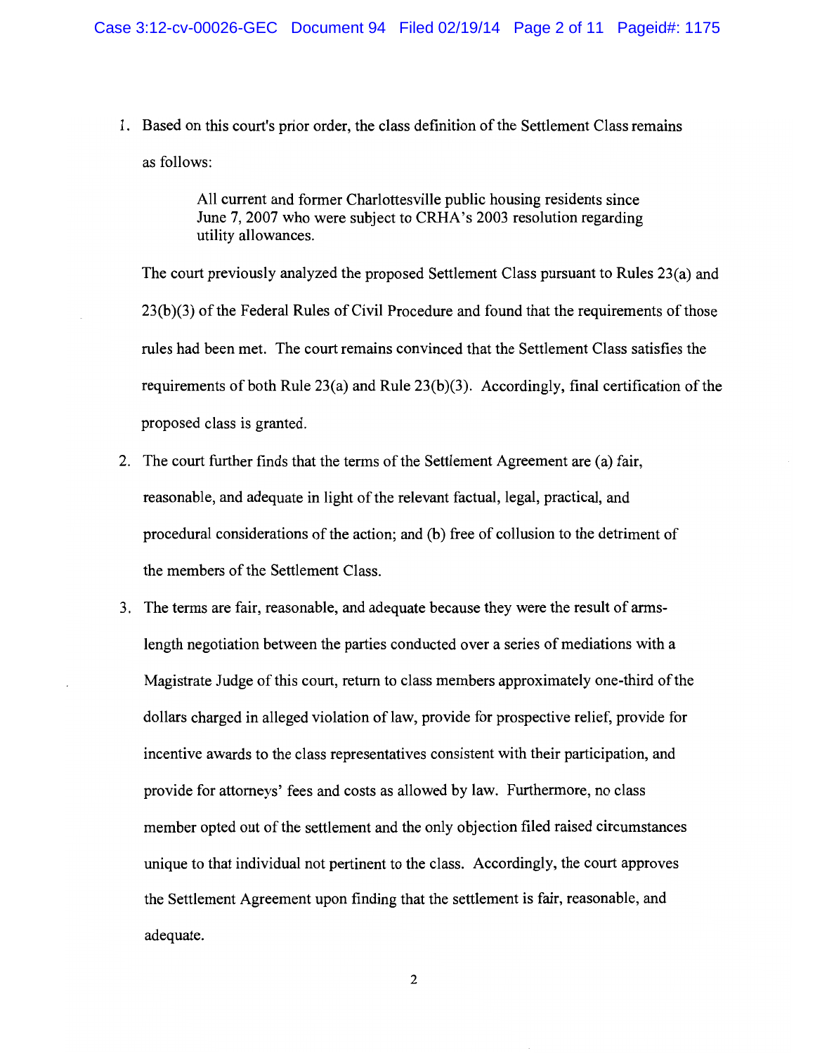1. Based on this court's prior order, the class definition of the Settlement Class remains as follows:

   > All current and former Charlottesville public housing residents since June 7, 2007 who were subject to CRHA's 2003 resolution regarding utility allowances.

   The court previously analyzed the proposed Settlement Class pursuant to Rules 23(a) and 23(b)(3) of the Federal Rules of Civil Procedure and found that the requirements of those rules had been met. The court remains convinced that the Settlement Class satisfies the requirements of both Rule 23(a) and Rule 23(b)(3). Accordingly, final certification of the proposed class is granted.

2. The court further finds that the terms of the Settlement Agreement are (a) fair, reasonable, and adequate in light of the relevant factual, legal, practical, and procedural considerations of the action; and (b) free of collusion to the detriment of the members of the Settlement Class.

3. The terms are fair, reasonable, and adequate because they were the result of arms-length negotiation between the parties conducted over a series of mediations with a Magistrate Judge of this court, return to class members approximately one-third of the dollars charged in alleged violation of law, provide for prospective relief, provide for incentive awards to the class representatives consistent with their participation, and provide for attorneys' fees and costs as allowed by law. Furthermore, no class member opted out of the settlement and the only objection filed raised circumstances unique to that individual not pertinent to the class. Accordingly, the court approves the Settlement Agreement upon finding that the settlement is fair, reasonable, and adequate.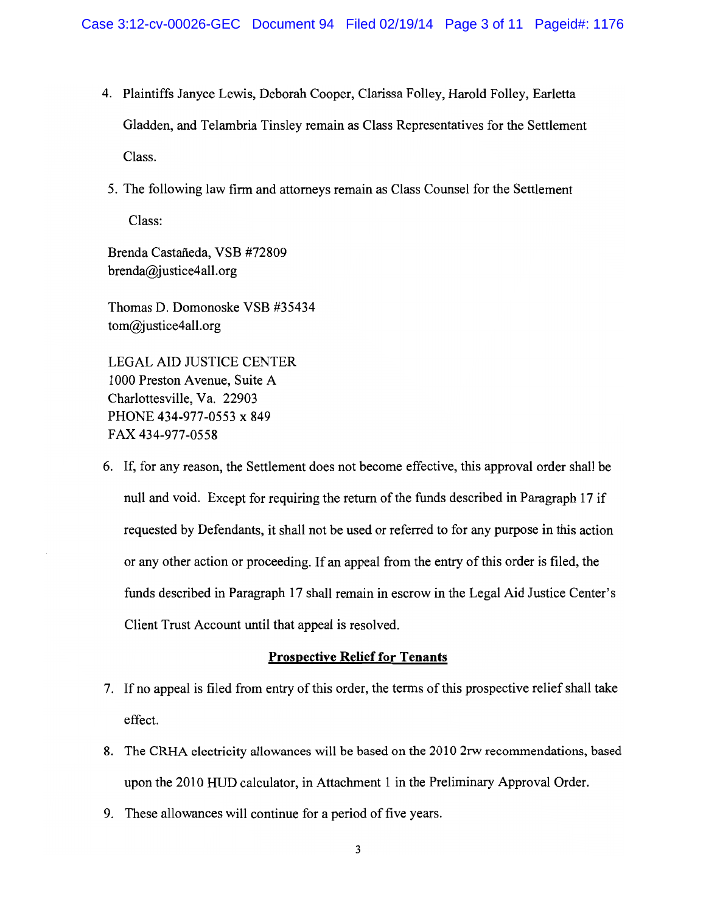4. Plaintiffs Janyce Lewis, Deborah Cooper, Clarissa Folley, Harold Folley, Earletta Gladden, and Telambria Tinsley remain as Class Representatives for the Settlement Class.

5. The following law firm and attorneys remain as Class Counsel for the Settlement Class:

Brenda Castañeda, VSB #72809
brenda@justice4all.org

Thomas D. Domonoske VSB #35434
tom@justice4all.org

LEGAL AID JUSTICE CENTER
1000 Preston Avenue, Suite A
Charlottesville, Va. 22903
PHONE 434-977-0553 x 849
FAX 434-977-0558

6. If, for any reason, the Settlement does not become effective, this approval order shall be null and void. Except for requiring the return of the funds described in Paragraph 17 if requested by Defendants, it shall not be used or referred to for any purpose in this action or any other action or proceeding. If an appeal from the entry of this order is filed, the funds described in Paragraph 17 shall remain in escrow in the Legal Aid Justice Center's Client Trust Account until that appeal is resolved.

## Prospective Relief for Tenants

7. If no appeal is filed from entry of this order, the terms of this prospective relief shall take effect.

8. The CRHA electricity allowances will be based on the 2010 2rw recommendations, based upon the 2010 HUD calculator, in Attachment 1 in the Preliminary Approval Order.

9. These allowances will continue for a period of five years.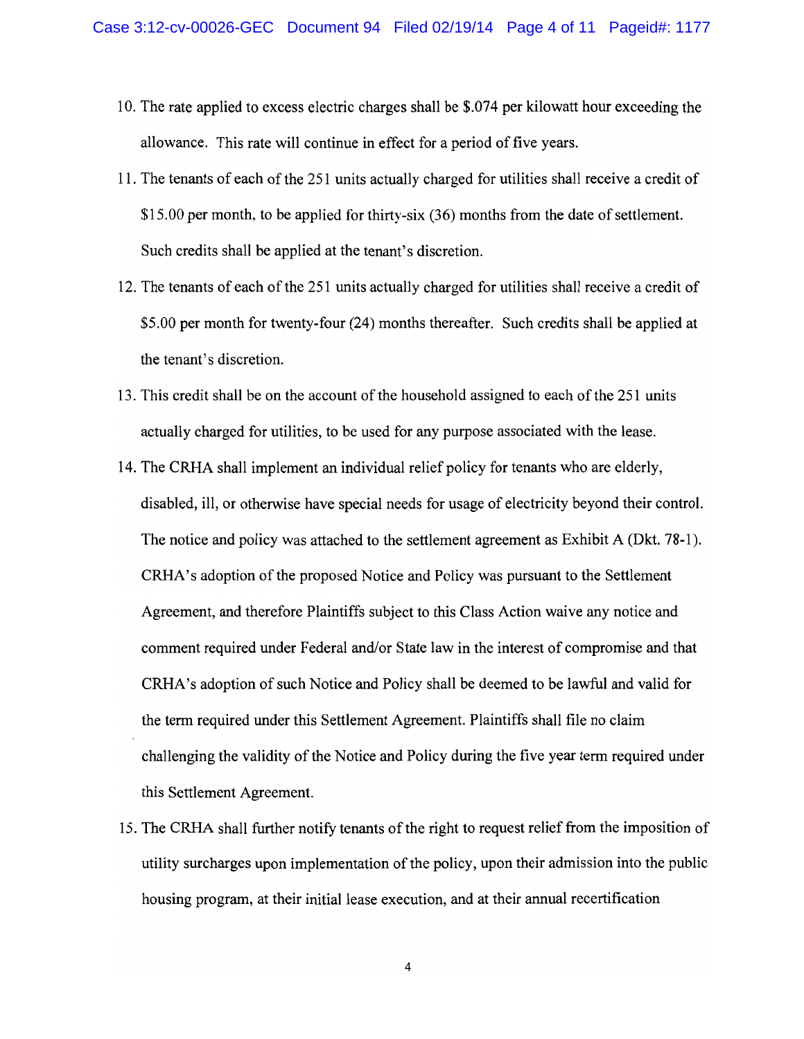10. The rate applied to excess electric charges shall be $.074 per kilowatt hour exceeding the allowance. This rate will continue in effect for a period of five years.
11. The tenants of each of the 251 units actually charged for utilities shall receive a credit of $15.00 per month, to be applied for thirty-six (36) months from the date of settlement. Such credits shall be applied at the tenant's discretion.
12. The tenants of each of the 251 units actually charged for utilities shall receive a credit of $5.00 per month for twenty-four (24) months thereafter. Such credits shall be applied at the tenant's discretion.
13. This credit shall be on the account of the household assigned to each of the 251 units actually charged for utilities, to be used for any purpose associated with the lease.
14. The CRHA shall implement an individual relief policy for tenants who are elderly, disabled, ill, or otherwise have special needs for usage of electricity beyond their control. The notice and policy was attached to the settlement agreement as Exhibit A (Dkt. 78-1). CRHA's adoption of the proposed Notice and Policy was pursuant to the Settlement Agreement, and therefore Plaintiffs subject to this Class Action waive any notice and comment required under Federal and/or State law in the interest of compromise and that CRHA's adoption of such Notice and Policy shall be deemed to be lawful and valid for the term required under this Settlement Agreement. Plaintiffs shall file no claim challenging the validity of the Notice and Policy during the five year term required under this Settlement Agreement.
15. The CRHA shall further notify tenants of the right to request relief from the imposition of utility surcharges upon implementation of the policy, upon their admission into the public housing program, at their initial lease execution, and at their annual recertification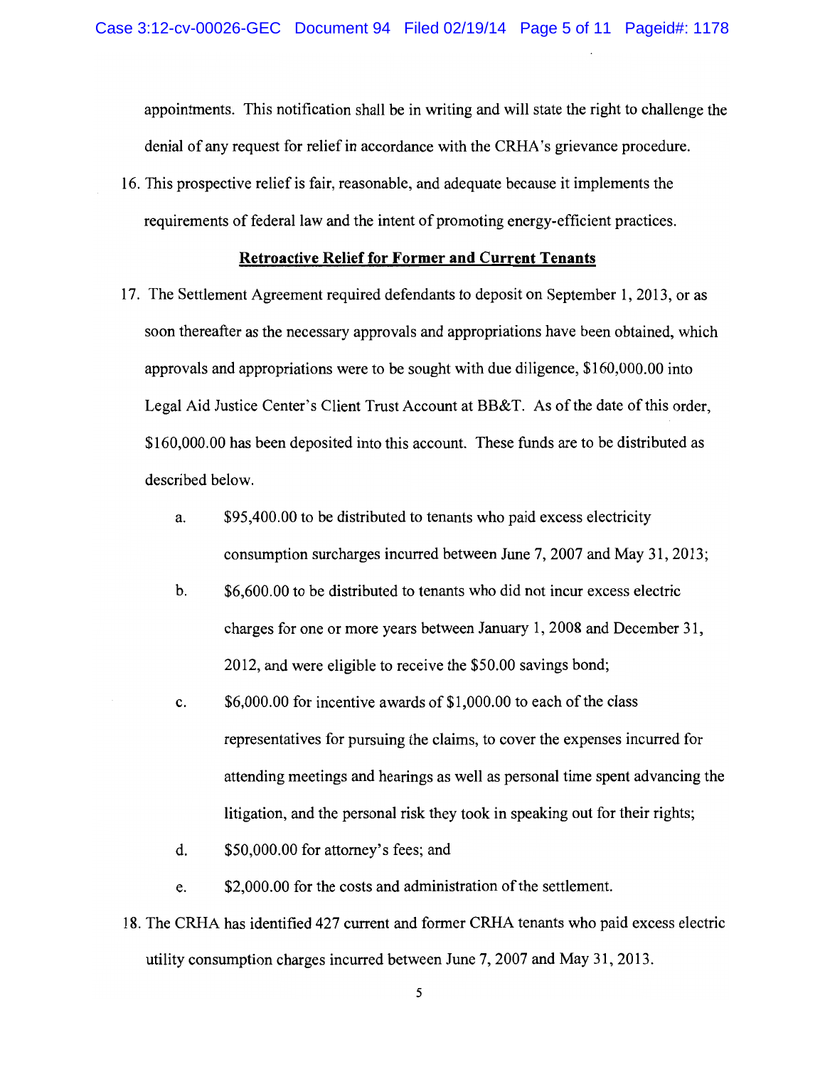appointments. This notification shall be in writing and will state the right to challenge the denial of any request for relief in accordance with the CRHA's grievance procedure.

16. This prospective relief is fair, reasonable, and adequate because it implements the requirements of federal law and the intent of promoting energy-efficient practices.

## **Retroactive Relief for Former and Current Tenants**

17. The Settlement Agreement required defendants to deposit on September 1, 2013, or as soon thereafter as the necessary approvals and appropriations have been obtained, which approvals and appropriations were to be sought with due diligence, $160,000.00 into Legal Aid Justice Center's Client Trust Account at BB&T. As of the date of this order, $160,000.00 has been deposited into this account. These funds are to be distributed as described below.

    a. $95,400.00 to be distributed to tenants who paid excess electricity consumption surcharges incurred between June 7, 2007 and May 31, 2013;

    b. $6,600.00 to be distributed to tenants who did not incur excess electric charges for one or more years between January 1, 2008 and December 31, 2012, and were eligible to receive the $50.00 savings bond;

    c. $6,000.00 for incentive awards of $1,000.00 to each of the class representatives for pursuing the claims, to cover the expenses incurred for attending meetings and hearings as well as personal time spent advancing the litigation, and the personal risk they took in speaking out for their rights;

    d. $50,000.00 for attorney's fees; and

    e. $2,000.00 for the costs and administration of the settlement.

18. The CRHA has identified 427 current and former CRHA tenants who paid excess electric utility consumption charges incurred between June 7, 2007 and May 31, 2013.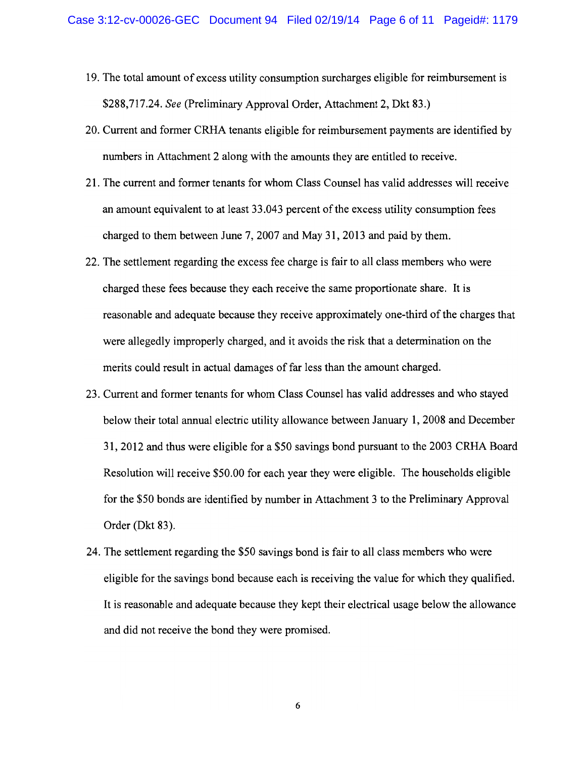19. The total amount of excess utility consumption surcharges eligible for reimbursement is $288,717.24. *See* (Preliminary Approval Order, Attachment 2, Dkt 83.)

20. Current and former CRHA tenants eligible for reimbursement payments are identified by numbers in Attachment 2 along with the amounts they are entitled to receive.

21. The current and former tenants for whom Class Counsel has valid addresses will receive an amount equivalent to at least 33.043 percent of the excess utility consumption fees charged to them between June 7, 2007 and May 31, 2013 and paid by them.

22. The settlement regarding the excess fee charge is fair to all class members who were charged these fees because they each receive the same proportionate share. It is reasonable and adequate because they receive approximately one-third of the charges that were allegedly improperly charged, and it avoids the risk that a determination on the merits could result in actual damages of far less than the amount charged.

23. Current and former tenants for whom Class Counsel has valid addresses and who stayed below their total annual electric utility allowance between January 1, 2008 and December 31, 2012 and thus were eligible for a $50 savings bond pursuant to the 2003 CRHA Board Resolution will receive $50.00 for each year they were eligible. The households eligible for the $50 bonds are identified by number in Attachment 3 to the Preliminary Approval Order (Dkt 83).

24. The settlement regarding the $50 savings bond is fair to all class members who were eligible for the savings bond because each is receiving the value for which they qualified. It is reasonable and adequate because they kept their electrical usage below the allowance and did not receive the bond they were promised.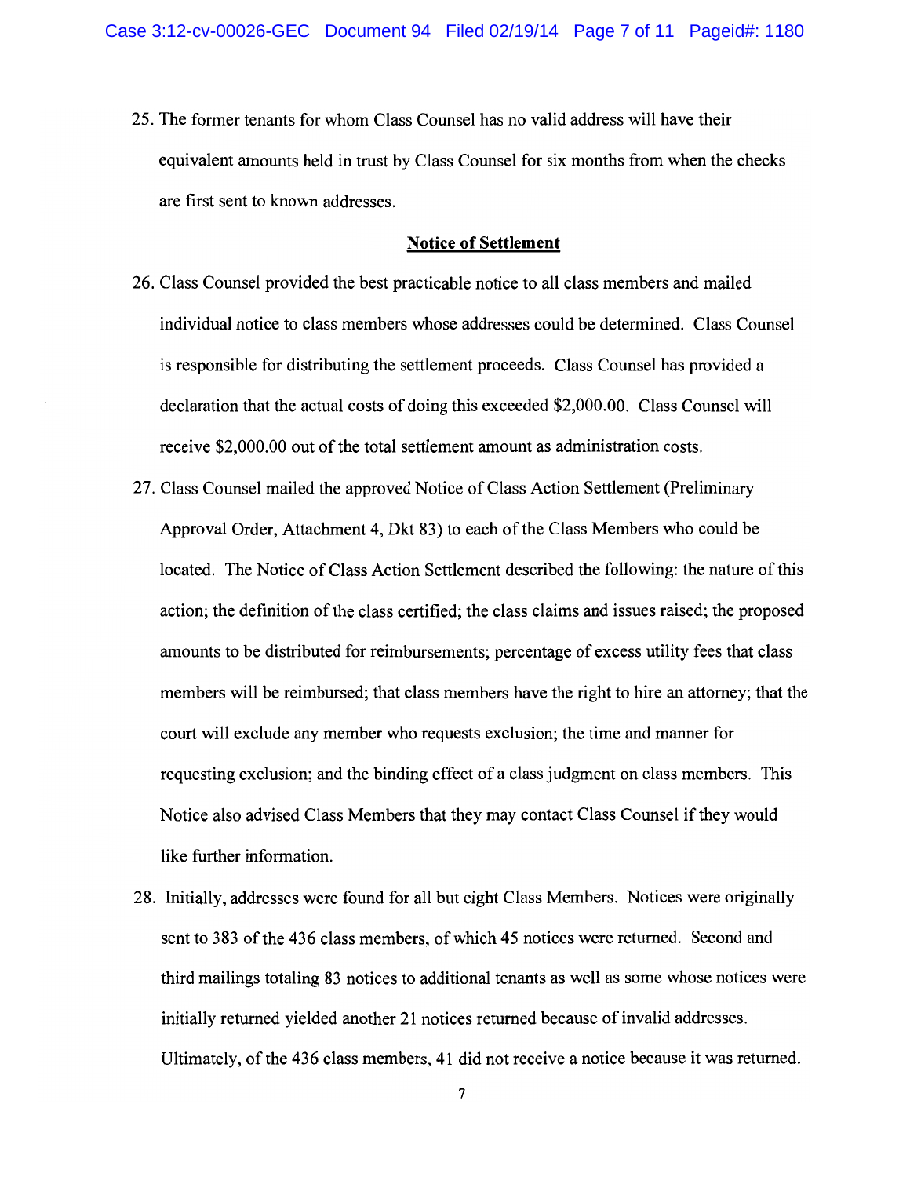25. The former tenants for whom Class Counsel has no valid address will have their equivalent amounts held in trust by Class Counsel for six months from when the checks are first sent to known addresses.

**Notice of Settlement**

26. Class Counsel provided the best practicable notice to all class members and mailed individual notice to class members whose addresses could be determined. Class Counsel is responsible for distributing the settlement proceeds. Class Counsel has provided a declaration that the actual costs of doing this exceeded $2,000.00. Class Counsel will receive $2,000.00 out of the total settlement amount as administration costs.

27. Class Counsel mailed the approved Notice of Class Action Settlement (Preliminary Approval Order, Attachment 4, Dkt 83) to each of the Class Members who could be located. The Notice of Class Action Settlement described the following: the nature of this action; the definition of the class certified; the class claims and issues raised; the proposed amounts to be distributed for reimbursements; percentage of excess utility fees that class members will be reimbursed; that class members have the right to hire an attorney; that the court will exclude any member who requests exclusion; the time and manner for requesting exclusion; and the binding effect of a class judgment on class members. This Notice also advised Class Members that they may contact Class Counsel if they would like further information.

28. Initially, addresses were found for all but eight Class Members. Notices were originally sent to 383 of the 436 class members, of which 45 notices were returned. Second and third mailings totaling 83 notices to additional tenants as well as some whose notices were initially returned yielded another 21 notices returned because of invalid addresses. Ultimately, of the 436 class members, 41 did not receive a notice because it was returned.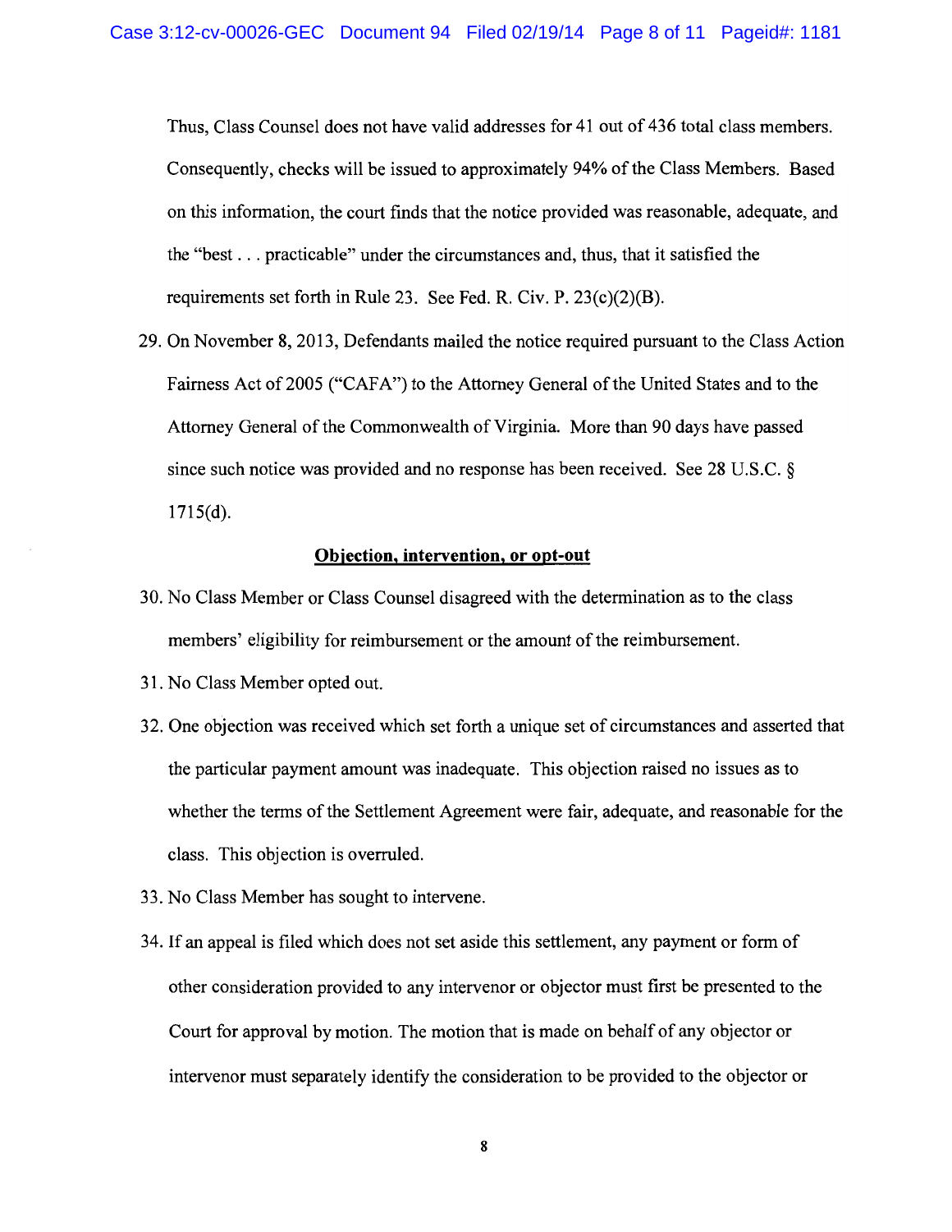Thus, Class Counsel does not have valid addresses for 41 out of 436 total class members. Consequently, checks will be issued to approximately 94% of the Class Members. Based on this information, the court finds that the notice provided was reasonable, adequate, and the "best . . . practicable" under the circumstances and, thus, that it satisfied the requirements set forth in Rule 23. See Fed. R. Civ. P. 23(c)(2)(B).

29. On November 8, 2013, Defendants mailed the notice required pursuant to the Class Action Fairness Act of 2005 ("CAFA") to the Attorney General of the United States and to the Attorney General of the Commonwealth of Virginia. More than 90 days have passed since such notice was provided and no response has been received. See 28 U.S.C. § 1715(d).

**Objection, intervention, or opt-out**

30. No Class Member or Class Counsel disagreed with the determination as to the class members' eligibility for reimbursement or the amount of the reimbursement.

31. No Class Member opted out.

32. One objection was received which set forth a unique set of circumstances and asserted that the particular payment amount was inadequate. This objection raised no issues as to whether the terms of the Settlement Agreement were fair, adequate, and reasonable for the class. This objection is overruled.

33. No Class Member has sought to intervene.

34. If an appeal is filed which does not set aside this settlement, any payment or form of other consideration provided to any intervenor or objector must first be presented to the Court for approval by motion. The motion that is made on behalf of any objector or intervenor must separately identify the consideration to be provided to the objector or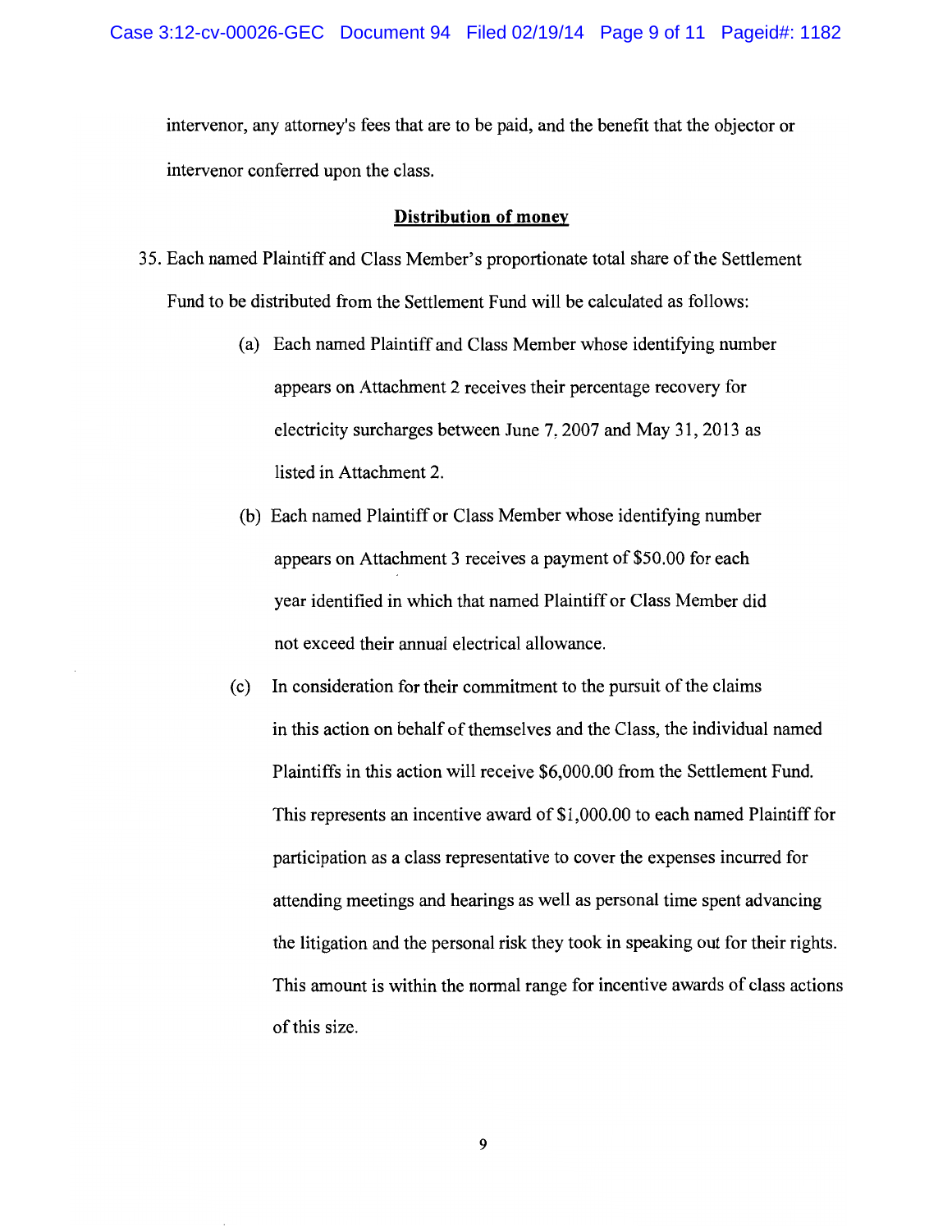intervenor, any attorney's fees that are to be paid, and the benefit that the objector or intervenor conferred upon the class.

**Distribution of money**

35. Each named Plaintiff and Class Member's proportionate total share of the Settlement Fund to be distributed from the Settlement Fund will be calculated as follows:

    (a) Each named Plaintiff and Class Member whose identifying number appears on Attachment 2 receives their percentage recovery for electricity surcharges between June 7, 2007 and May 31, 2013 as listed in Attachment 2.

    (b) Each named Plaintiff or Class Member whose identifying number appears on Attachment 3 receives a payment of $50.00 for each year identified in which that named Plaintiff or Class Member did not exceed their annual electrical allowance.

    (c) In consideration for their commitment to the pursuit of the claims in this action on behalf of themselves and the Class, the individual named Plaintiffs in this action will receive $6,000.00 from the Settlement Fund. This represents an incentive award of $1,000.00 to each named Plaintiff for participation as a class representative to cover the expenses incurred for attending meetings and hearings as well as personal time spent advancing the litigation and the personal risk they took in speaking out for their rights. This amount is within the normal range for incentive awards of class actions of this size.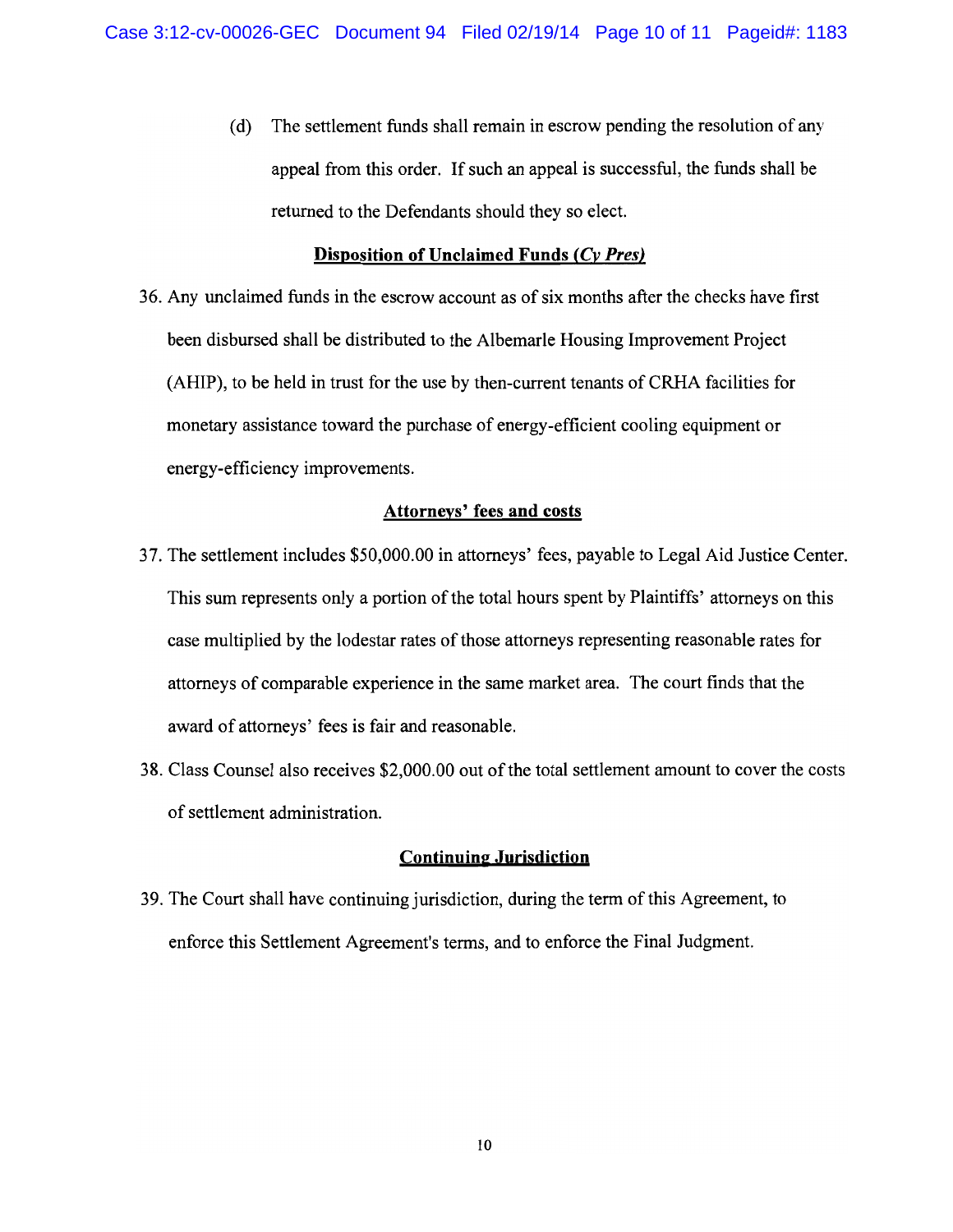(d) The settlement funds shall remain in escrow pending the resolution of any appeal from this order. If such an appeal is successful, the funds shall be returned to the Defendants should they so elect.

**Disposition of Unclaimed Funds (*Cy Pres*)**

36. Any unclaimed funds in the escrow account as of six months after the checks have first been disbursed shall be distributed to the Albemarle Housing Improvement Project (AHIP), to be held in trust for the use by then-current tenants of CRHA facilities for monetary assistance toward the purchase of energy-efficient cooling equipment or energy-efficiency improvements.

**Attorneys' fees and costs**

37. The settlement includes $50,000.00 in attorneys' fees, payable to Legal Aid Justice Center. This sum represents only a portion of the total hours spent by Plaintiffs' attorneys on this case multiplied by the lodestar rates of those attorneys representing reasonable rates for attorneys of comparable experience in the same market area. The court finds that the award of attorneys' fees is fair and reasonable.

38. Class Counsel also receives $2,000.00 out of the total settlement amount to cover the costs of settlement administration.

**Continuing Jurisdiction**

39. The Court shall have continuing jurisdiction, during the term of this Agreement, to enforce this Settlement Agreement's terms, and to enforce the Final Judgment.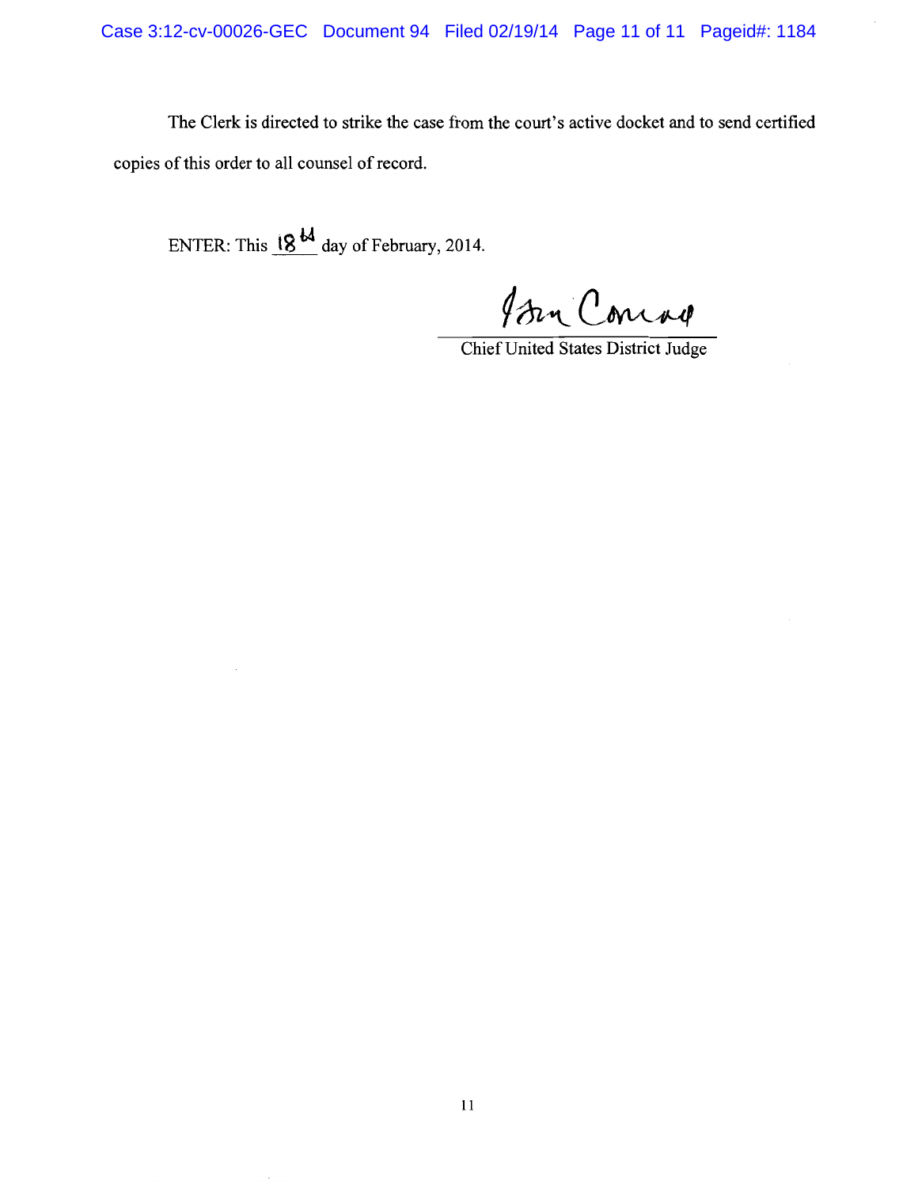The Clerk is directed to strike the case from the court's active docket and to send certified copies of this order to all counsel of record.

ENTER: This 18th day of February, 2014.

Glen Conrad

Chief United States District Judge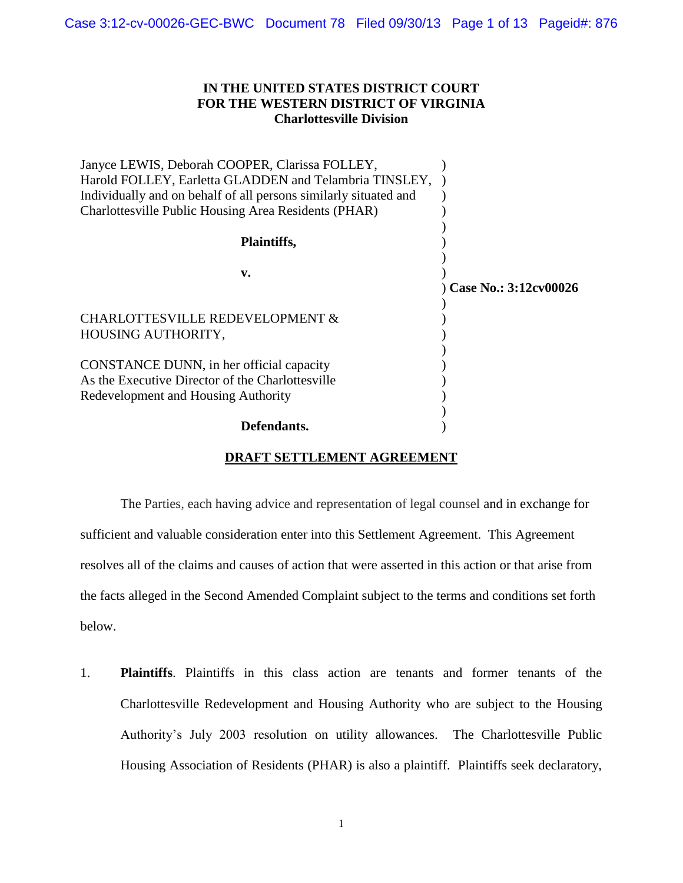IN THE UNITED STATES DISTRICT COURT
FOR THE WESTERN DISTRICT OF VIRGINIA
Charlottesville Division

| | | |
|---|---|---|
| Janyce LEWIS, Deborah COOPER, Clarissa FOLLEY, Harold FOLLEY, Earletta GLADDEN and Telambria TINSLEY, Individually and on behalf of all persons similarly situated and Charlottesville Public Housing Area Residents (PHAR) | ) | |
| **Plaintiffs,** | ) | |
| **v.** | ) | **Case No.: 3:12cv00026** |
| CHARLOTTESVILLE REDEVELOPMENT & HOUSING AUTHORITY, | ) | |
| CONSTANCE DUNN, in her official capacity As the Executive Director of the Charlottesville Redevelopment and Housing Authority | ) | |
| **Defendants.** | ) | |

## DRAFT SETTLEMENT AGREEMENT

The Parties, each having advice and representation of legal counsel and in exchange for sufficient and valuable consideration enter into this Settlement Agreement. This Agreement resolves all of the claims and causes of action that were asserted in this action or that arise from the facts alleged in the Second Amended Complaint subject to the terms and conditions set forth below.

1. **Plaintiffs**. Plaintiffs in this class action are tenants and former tenants of the Charlottesville Redevelopment and Housing Authority who are subject to the Housing Authority's July 2003 resolution on utility allowances. The Charlottesville Public Housing Association of Residents (PHAR) is also a plaintiff. Plaintiffs seek declaratory,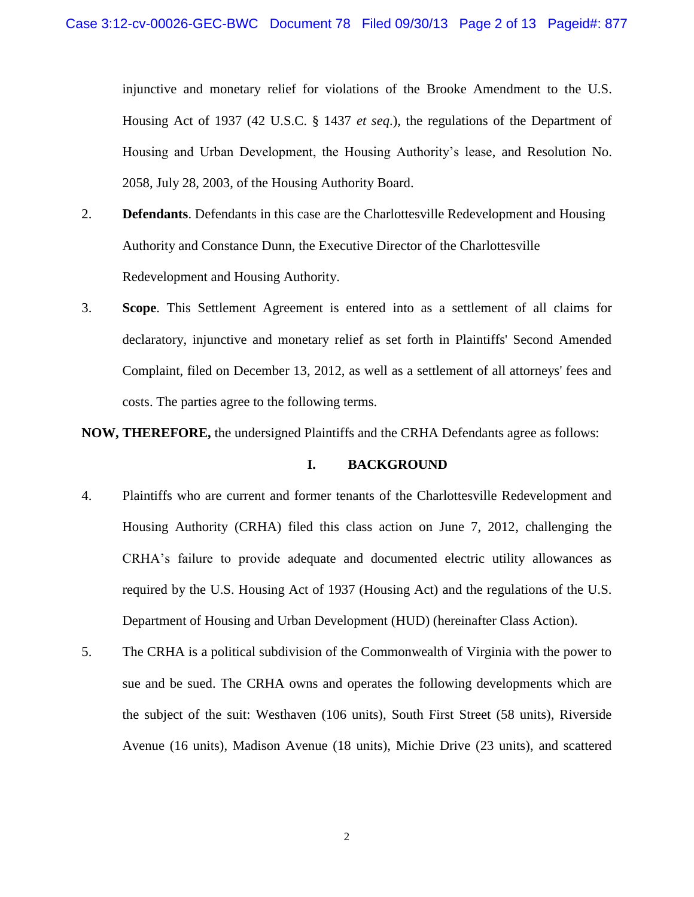injunctive and monetary relief for violations of the Brooke Amendment to the U.S. Housing Act of 1937 (42 U.S.C. § 1437 *et seq*.), the regulations of the Department of Housing and Urban Development, the Housing Authority's lease, and Resolution No. 2058, July 28, 2003, of the Housing Authority Board.

2. **Defendants**. Defendants in this case are the Charlottesville Redevelopment and Housing Authority and Constance Dunn, the Executive Director of the Charlottesville Redevelopment and Housing Authority.

3. **Scope**. This Settlement Agreement is entered into as a settlement of all claims for declaratory, injunctive and monetary relief as set forth in Plaintiffs' Second Amended Complaint, filed on December 13, 2012, as well as a settlement of all attorneys' fees and costs. The parties agree to the following terms.

**NOW, THEREFORE,** the undersigned Plaintiffs and the CRHA Defendants agree as follows:

## I. BACKGROUND

4. Plaintiffs who are current and former tenants of the Charlottesville Redevelopment and Housing Authority (CRHA) filed this class action on June 7, 2012, challenging the CRHA's failure to provide adequate and documented electric utility allowances as required by the U.S. Housing Act of 1937 (Housing Act) and the regulations of the U.S. Department of Housing and Urban Development (HUD) (hereinafter Class Action).

5. The CRHA is a political subdivision of the Commonwealth of Virginia with the power to sue and be sued. The CRHA owns and operates the following developments which are the subject of the suit: Westhaven (106 units), South First Street (58 units), Riverside Avenue (16 units), Madison Avenue (18 units), Michie Drive (23 units), and scattered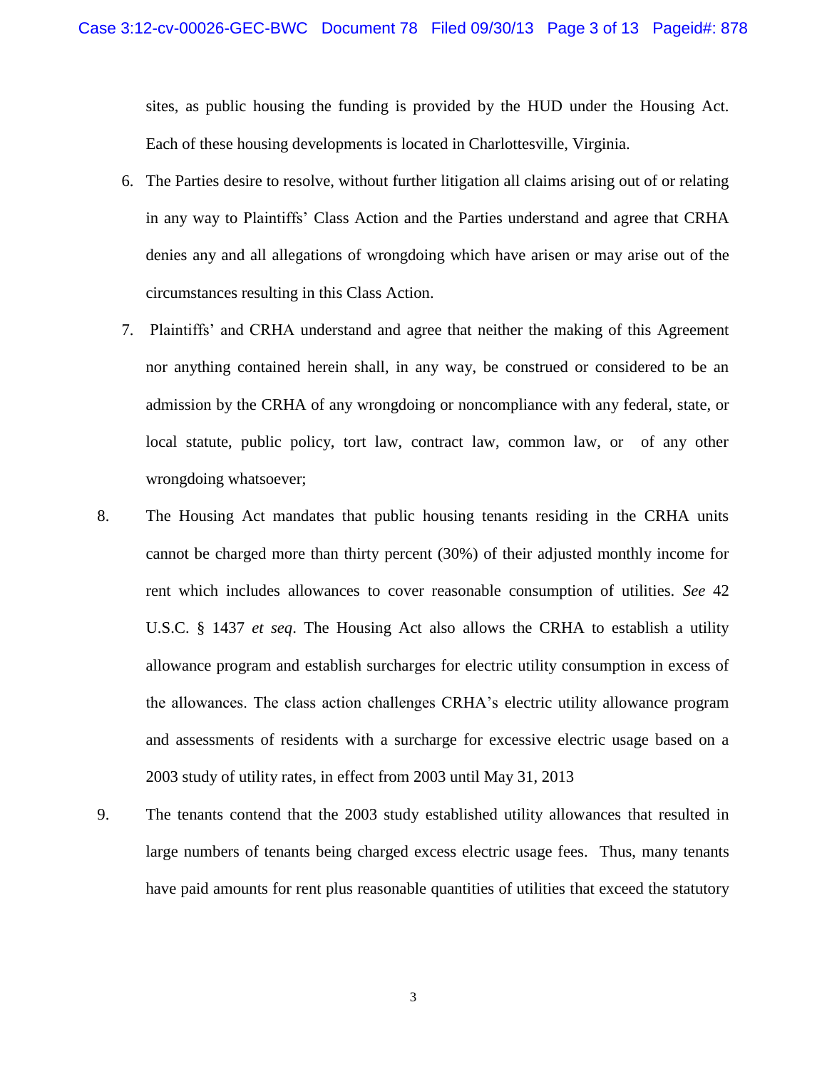sites, as public housing the funding is provided by the HUD under the Housing Act. Each of these housing developments is located in Charlottesville, Virginia.

6. The Parties desire to resolve, without further litigation all claims arising out of or relating in any way to Plaintiffs' Class Action and the Parties understand and agree that CRHA denies any and all allegations of wrongdoing which have arisen or may arise out of the circumstances resulting in this Class Action.

7. Plaintiffs' and CRHA understand and agree that neither the making of this Agreement nor anything contained herein shall, in any way, be construed or considered to be an admission by the CRHA of any wrongdoing or noncompliance with any federal, state, or local statute, public policy, tort law, contract law, common law, or of any other wrongdoing whatsoever;

8. The Housing Act mandates that public housing tenants residing in the CRHA units cannot be charged more than thirty percent (30%) of their adjusted monthly income for rent which includes allowances to cover reasonable consumption of utilities. *See* 42 U.S.C. § 1437 *et seq*. The Housing Act also allows the CRHA to establish a utility allowance program and establish surcharges for electric utility consumption in excess of the allowances. The class action challenges CRHA's electric utility allowance program and assessments of residents with a surcharge for excessive electric usage based on a 2003 study of utility rates, in effect from 2003 until May 31, 2013

9. The tenants contend that the 2003 study established utility allowances that resulted in large numbers of tenants being charged excess electric usage fees. Thus, many tenants have paid amounts for rent plus reasonable quantities of utilities that exceed the statutory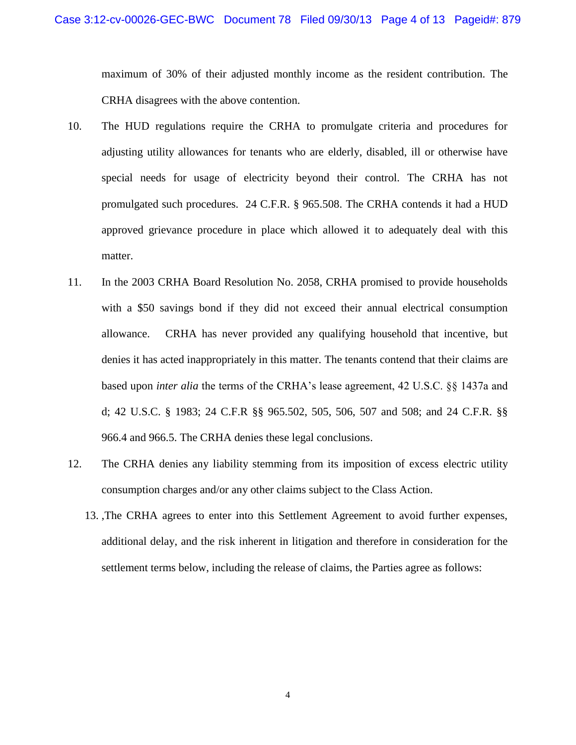maximum of 30% of their adjusted monthly income as the resident contribution. The CRHA disagrees with the above contention.

10. The HUD regulations require the CRHA to promulgate criteria and procedures for adjusting utility allowances for tenants who are elderly, disabled, ill or otherwise have special needs for usage of electricity beyond their control. The CRHA has not promulgated such procedures. 24 C.F.R. § 965.508. The CRHA contends it had a HUD approved grievance procedure in place which allowed it to adequately deal with this matter.

11. In the 2003 CRHA Board Resolution No. 2058, CRHA promised to provide households with a $50 savings bond if they did not exceed their annual electrical consumption allowance. CRHA has never provided any qualifying household that incentive, but denies it has acted inappropriately in this matter. The tenants contend that their claims are based upon *inter alia* the terms of the CRHA's lease agreement, 42 U.S.C. §§ 1437a and d; 42 U.S.C. § 1983; 24 C.F.R §§ 965.502, 505, 506, 507 and 508; and 24 C.F.R. §§ 966.4 and 966.5. The CRHA denies these legal conclusions.

12. The CRHA denies any liability stemming from its imposition of excess electric utility consumption charges and/or any other claims subject to the Class Action.

13. ,The CRHA agrees to enter into this Settlement Agreement to avoid further expenses, additional delay, and the risk inherent in litigation and therefore in consideration for the settlement terms below, including the release of claims, the Parties agree as follows: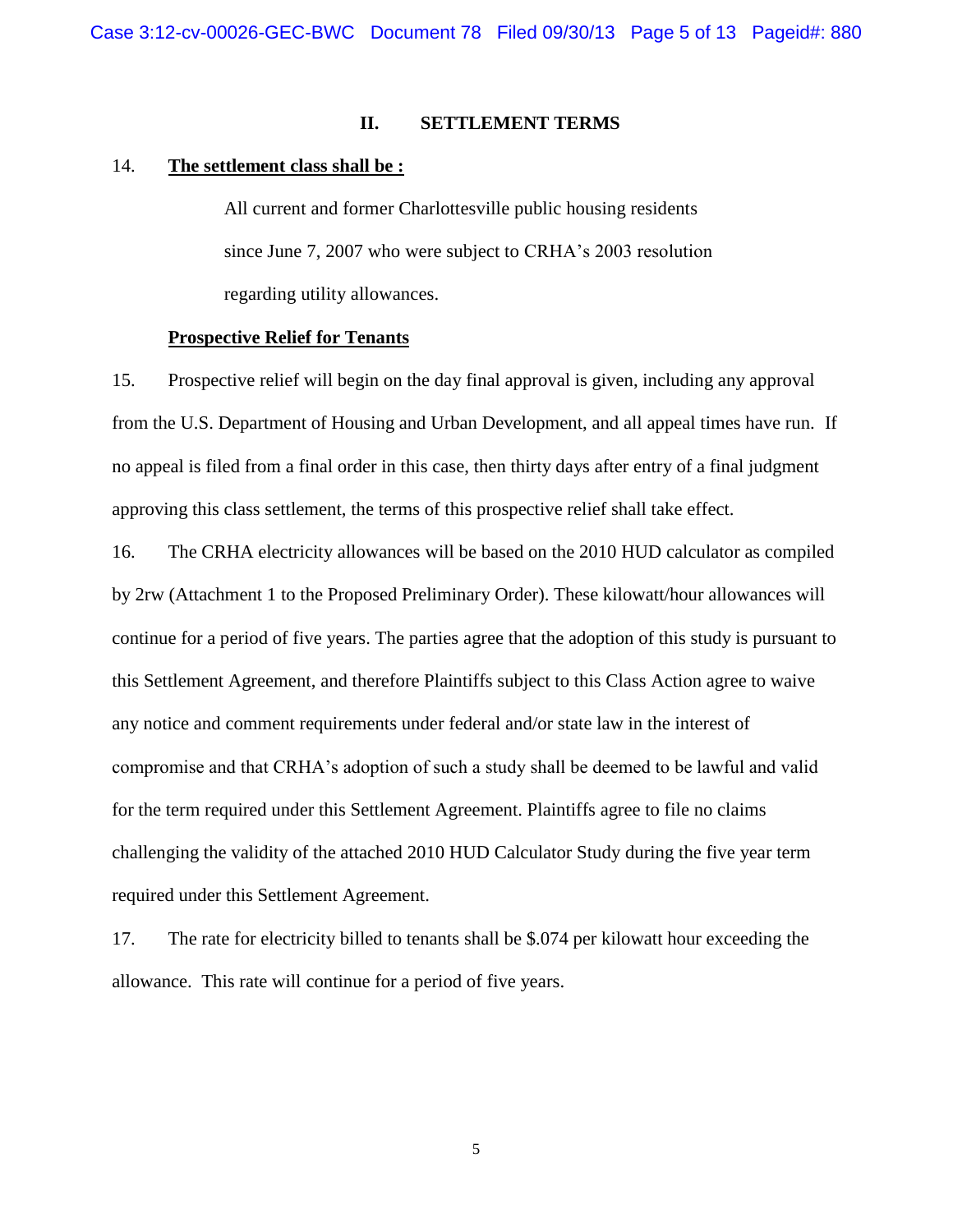## II. SETTLEMENT TERMS

14. **The settlement class shall be :**

> All current and former Charlottesville public housing residents since June 7, 2007 who were subject to CRHA's 2003 resolution regarding utility allowances.

**Prospective Relief for Tenants**

15. Prospective relief will begin on the day final approval is given, including any approval from the U.S. Department of Housing and Urban Development, and all appeal times have run. If no appeal is filed from a final order in this case, then thirty days after entry of a final judgment approving this class settlement, the terms of this prospective relief shall take effect.

16. The CRHA electricity allowances will be based on the 2010 HUD calculator as compiled by 2rw (Attachment 1 to the Proposed Preliminary Order). These kilowatt/hour allowances will continue for a period of five years. The parties agree that the adoption of this study is pursuant to this Settlement Agreement, and therefore Plaintiffs subject to this Class Action agree to waive any notice and comment requirements under federal and/or state law in the interest of compromise and that CRHA's adoption of such a study shall be deemed to be lawful and valid for the term required under this Settlement Agreement. Plaintiffs agree to file no claims challenging the validity of the attached 2010 HUD Calculator Study during the five year term required under this Settlement Agreement.

17. The rate for electricity billed to tenants shall be $.074 per kilowatt hour exceeding the allowance. This rate will continue for a period of five years.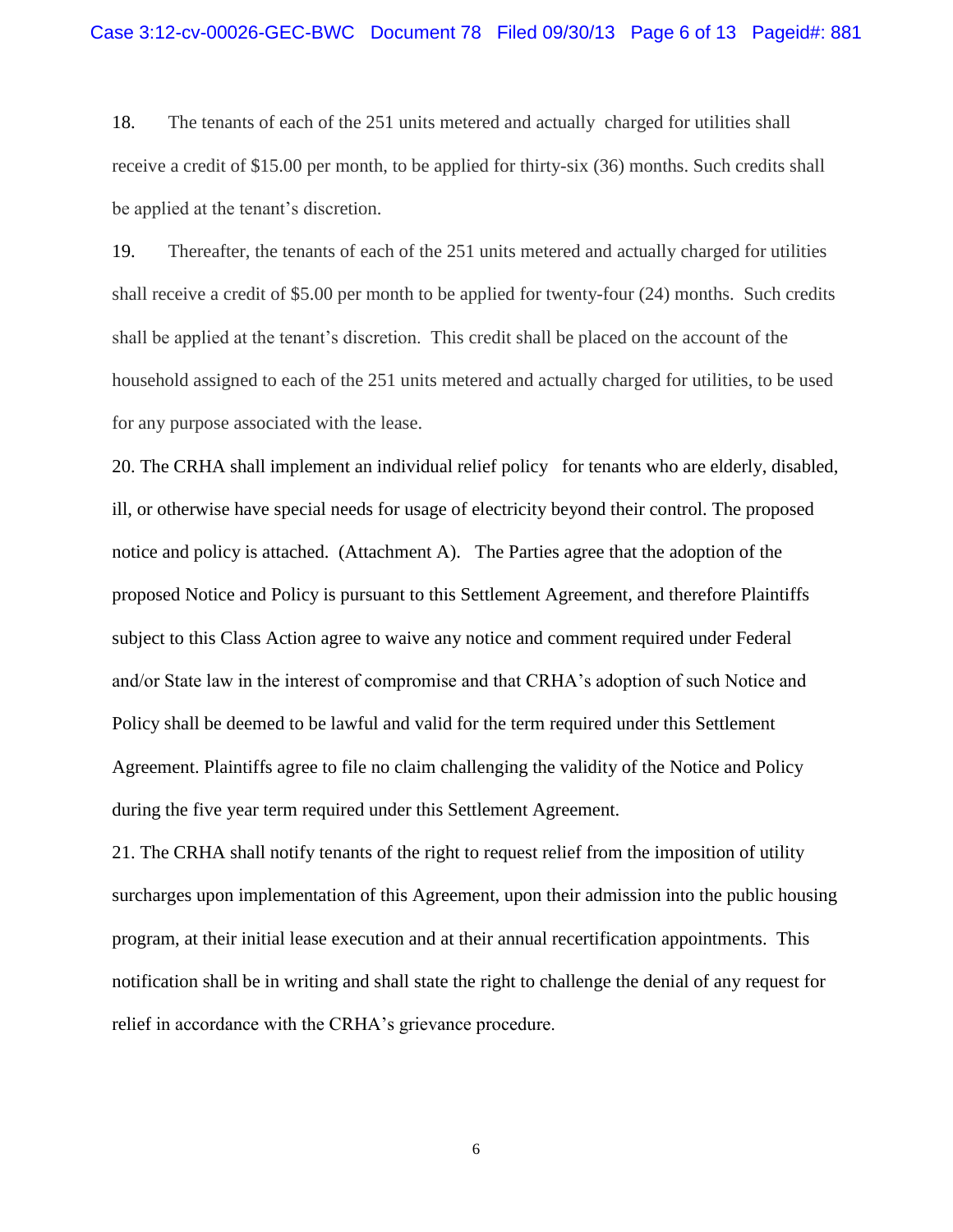18. The tenants of each of the 251 units metered and actually charged for utilities shall receive a credit of $15.00 per month, to be applied for thirty-six (36) months. Such credits shall be applied at the tenant's discretion.

19. Thereafter, the tenants of each of the 251 units metered and actually charged for utilities shall receive a credit of $5.00 per month to be applied for twenty-four (24) months. Such credits shall be applied at the tenant's discretion. This credit shall be placed on the account of the household assigned to each of the 251 units metered and actually charged for utilities, to be used for any purpose associated with the lease.

20. The CRHA shall implement an individual relief policy for tenants who are elderly, disabled, ill, or otherwise have special needs for usage of electricity beyond their control. The proposed notice and policy is attached. (Attachment A). The Parties agree that the adoption of the proposed Notice and Policy is pursuant to this Settlement Agreement, and therefore Plaintiffs subject to this Class Action agree to waive any notice and comment required under Federal and/or State law in the interest of compromise and that CRHA's adoption of such Notice and Policy shall be deemed to be lawful and valid for the term required under this Settlement Agreement. Plaintiffs agree to file no claim challenging the validity of the Notice and Policy during the five year term required under this Settlement Agreement.

21. The CRHA shall notify tenants of the right to request relief from the imposition of utility surcharges upon implementation of this Agreement, upon their admission into the public housing program, at their initial lease execution and at their annual recertification appointments. This notification shall be in writing and shall state the right to challenge the denial of any request for relief in accordance with the CRHA's grievance procedure.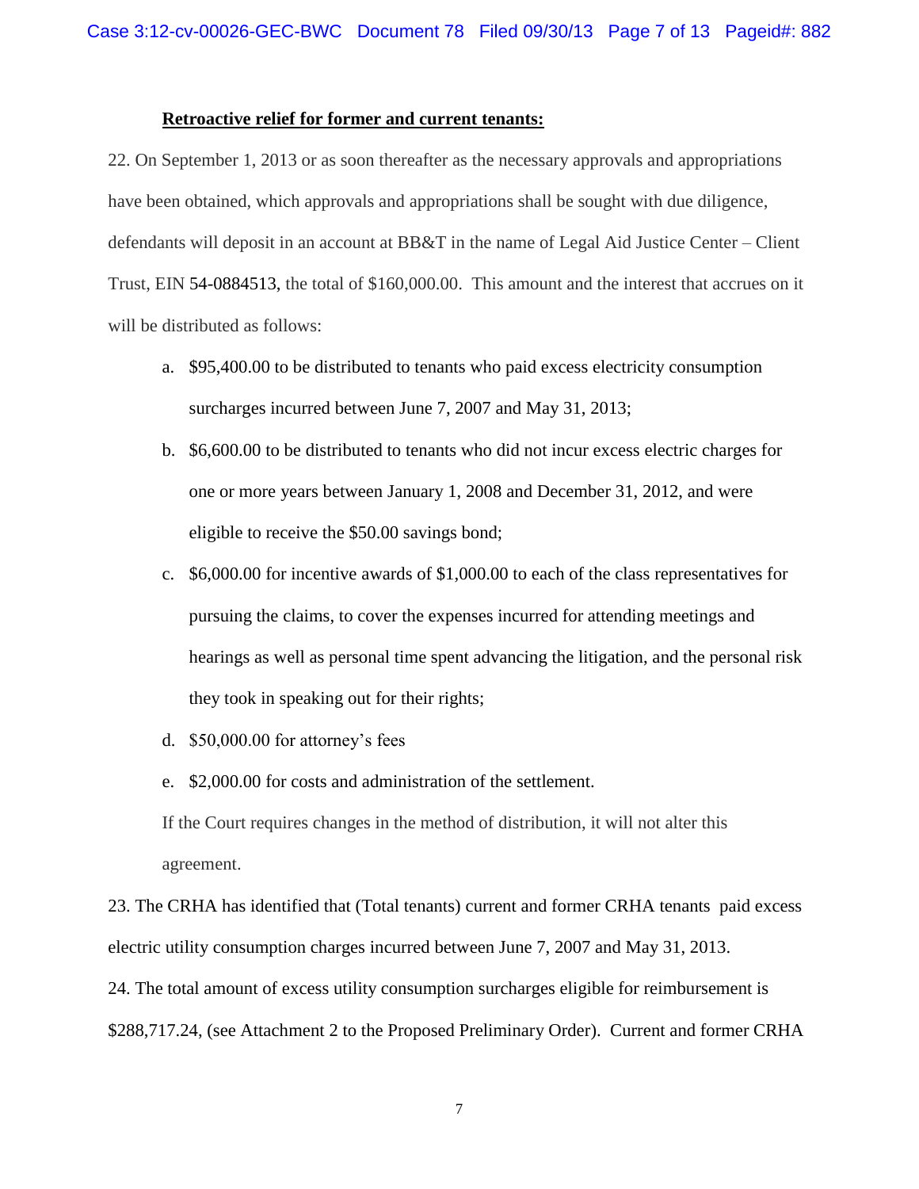**Retroactive relief for former and current tenants:**

22. On September 1, 2013 or as soon thereafter as the necessary approvals and appropriations have been obtained, which approvals and appropriations shall be sought with due diligence, defendants will deposit in an account at BB&T in the name of Legal Aid Justice Center – Client Trust, EIN 54-0884513, the total of $160,000.00. This amount and the interest that accrues on it will be distributed as follows:

a. $95,400.00 to be distributed to tenants who paid excess electricity consumption surcharges incurred between June 7, 2007 and May 31, 2013;

b. $6,600.00 to be distributed to tenants who did not incur excess electric charges for one or more years between January 1, 2008 and December 31, 2012, and were eligible to receive the $50.00 savings bond;

c. $6,000.00 for incentive awards of $1,000.00 to each of the class representatives for pursuing the claims, to cover the expenses incurred for attending meetings and hearings as well as personal time spent advancing the litigation, and the personal risk they took in speaking out for their rights;

d. $50,000.00 for attorney's fees

e. $2,000.00 for costs and administration of the settlement.

If the Court requires changes in the method of distribution, it will not alter this agreement.

23. The CRHA has identified that (Total tenants) current and former CRHA tenants paid excess electric utility consumption charges incurred between June 7, 2007 and May 31, 2013.

24. The total amount of excess utility consumption surcharges eligible for reimbursement is $288,717.24, (see Attachment 2 to the Proposed Preliminary Order). Current and former CRHA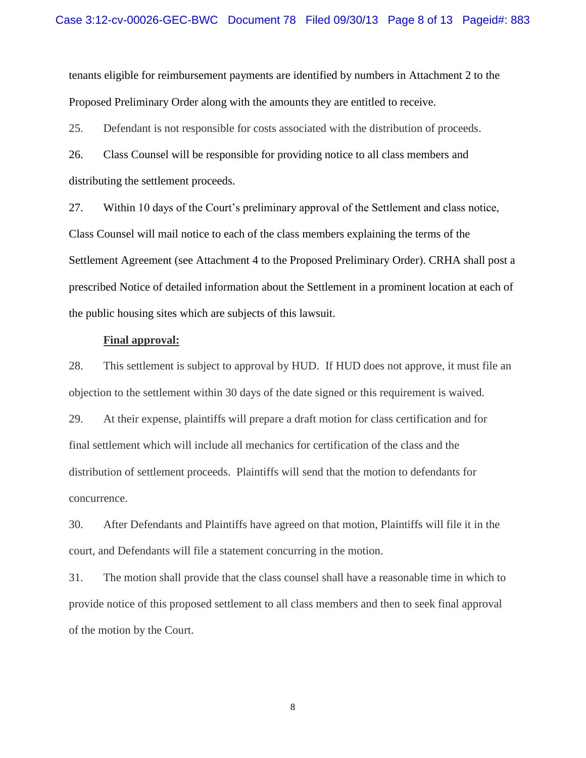tenants eligible for reimbursement payments are identified by numbers in Attachment 2 to the Proposed Preliminary Order along with the amounts they are entitled to receive.

25. Defendant is not responsible for costs associated with the distribution of proceeds.

26. Class Counsel will be responsible for providing notice to all class members and distributing the settlement proceeds.

27. Within 10 days of the Court's preliminary approval of the Settlement and class notice, Class Counsel will mail notice to each of the class members explaining the terms of the Settlement Agreement (see Attachment 4 to the Proposed Preliminary Order). CRHA shall post a prescribed Notice of detailed information about the Settlement in a prominent location at each of the public housing sites which are subjects of this lawsuit.

**Final approval:**

28. This settlement is subject to approval by HUD. If HUD does not approve, it must file an objection to the settlement within 30 days of the date signed or this requirement is waived.

29. At their expense, plaintiffs will prepare a draft motion for class certification and for final settlement which will include all mechanics for certification of the class and the distribution of settlement proceeds. Plaintiffs will send that the motion to defendants for concurrence.

30. After Defendants and Plaintiffs have agreed on that motion, Plaintiffs will file it in the court, and Defendants will file a statement concurring in the motion.

31. The motion shall provide that the class counsel shall have a reasonable time in which to provide notice of this proposed settlement to all class members and then to seek final approval of the motion by the Court.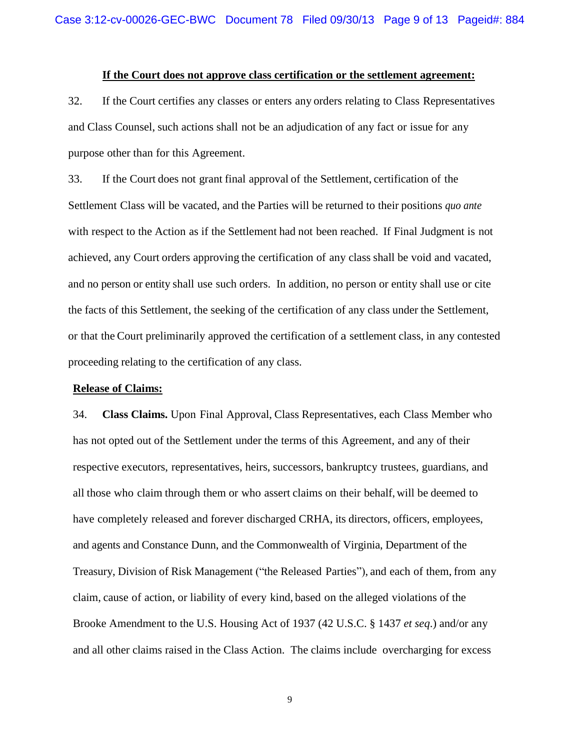**If the Court does not approve class certification or the settlement agreement:**

32. If the Court certifies any classes or enters any orders relating to Class Representatives and Class Counsel, such actions shall not be an adjudication of any fact or issue for any purpose other than for this Agreement.

33. If the Court does not grant final approval of the Settlement, certification of the Settlement Class will be vacated, and the Parties will be returned to their positions *quo ante* with respect to the Action as if the Settlement had not been reached. If Final Judgment is not achieved, any Court orders approving the certification of any class shall be void and vacated, and no person or entity shall use such orders. In addition, no person or entity shall use or cite the facts of this Settlement, the seeking of the certification of any class under the Settlement, or that the Court preliminarily approved the certification of a settlement class, in any contested proceeding relating to the certification of any class.

**Release of Claims:**

34. **Class Claims.** Upon Final Approval, Class Representatives, each Class Member who has not opted out of the Settlement under the terms of this Agreement, and any of their respective executors, representatives, heirs, successors, bankruptcy trustees, guardians, and all those who claim through them or who assert claims on their behalf, will be deemed to have completely released and forever discharged CRHA, its directors, officers, employees, and agents and Constance Dunn, and the Commonwealth of Virginia, Department of the Treasury, Division of Risk Management ("the Released Parties"), and each of them, from any claim, cause of action, or liability of every kind, based on the alleged violations of the Brooke Amendment to the U.S. Housing Act of 1937 (42 U.S.C. § 1437 *et seq*.) and/or any and all other claims raised in the Class Action. The claims include overcharging for excess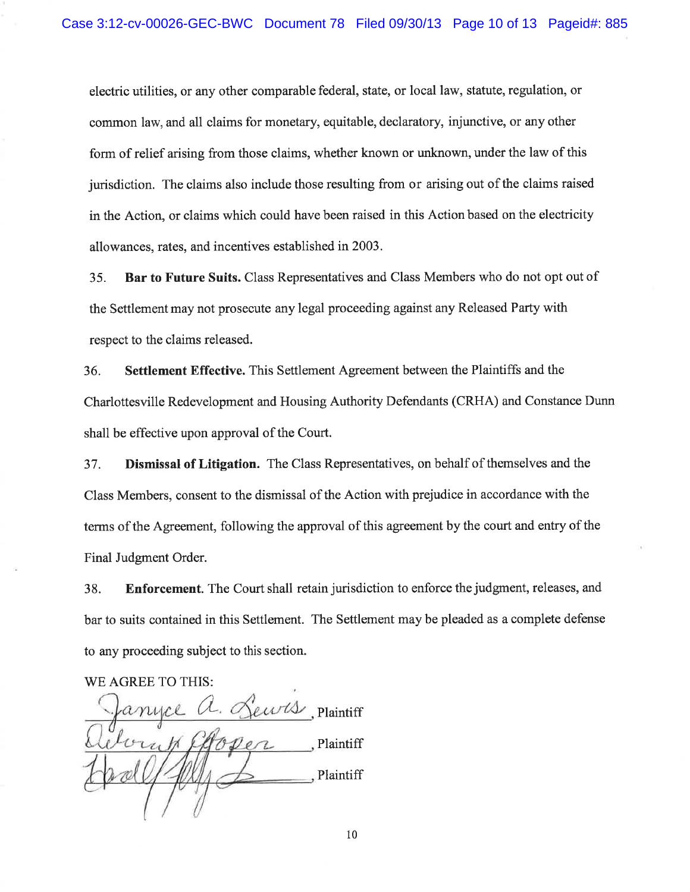electric utilities, or any other comparable federal, state, or local law, statute, regulation, or common law, and all claims for monetary, equitable, declaratory, injunctive, or any other form of relief arising from those claims, whether known or unknown, under the law of this jurisdiction. The claims also include those resulting from or arising out of the claims raised in the Action, or claims which could have been raised in this Action based on the electricity allowances, rates, and incentives established in 2003.

35. **Bar to Future Suits.** Class Representatives and Class Members who do not opt out of the Settlement may not prosecute any legal proceeding against any Released Party with respect to the claims released.

36. **Settlement Effective.** This Settlement Agreement between the Plaintiffs and the Charlottesville Redevelopment and Housing Authority Defendants (CRHA) and Constance Dunn shall be effective upon approval of the Court.

37. **Dismissal of Litigation.** The Class Representatives, on behalf of themselves and the Class Members, consent to the dismissal of the Action with prejudice in accordance with the terms of the Agreement, following the approval of this agreement by the court and entry of the Final Judgment Order.

38. **Enforcement.** The Court shall retain jurisdiction to enforce the judgment, releases, and bar to suits contained in this Settlement. The Settlement may be pleaded as a complete defense to any proceeding subject to this section.

WE AGREE TO THIS:

Janyce A. Lewis, Plaintiff

Deborah Cooper, Plaintiff

______________________, Plaintiff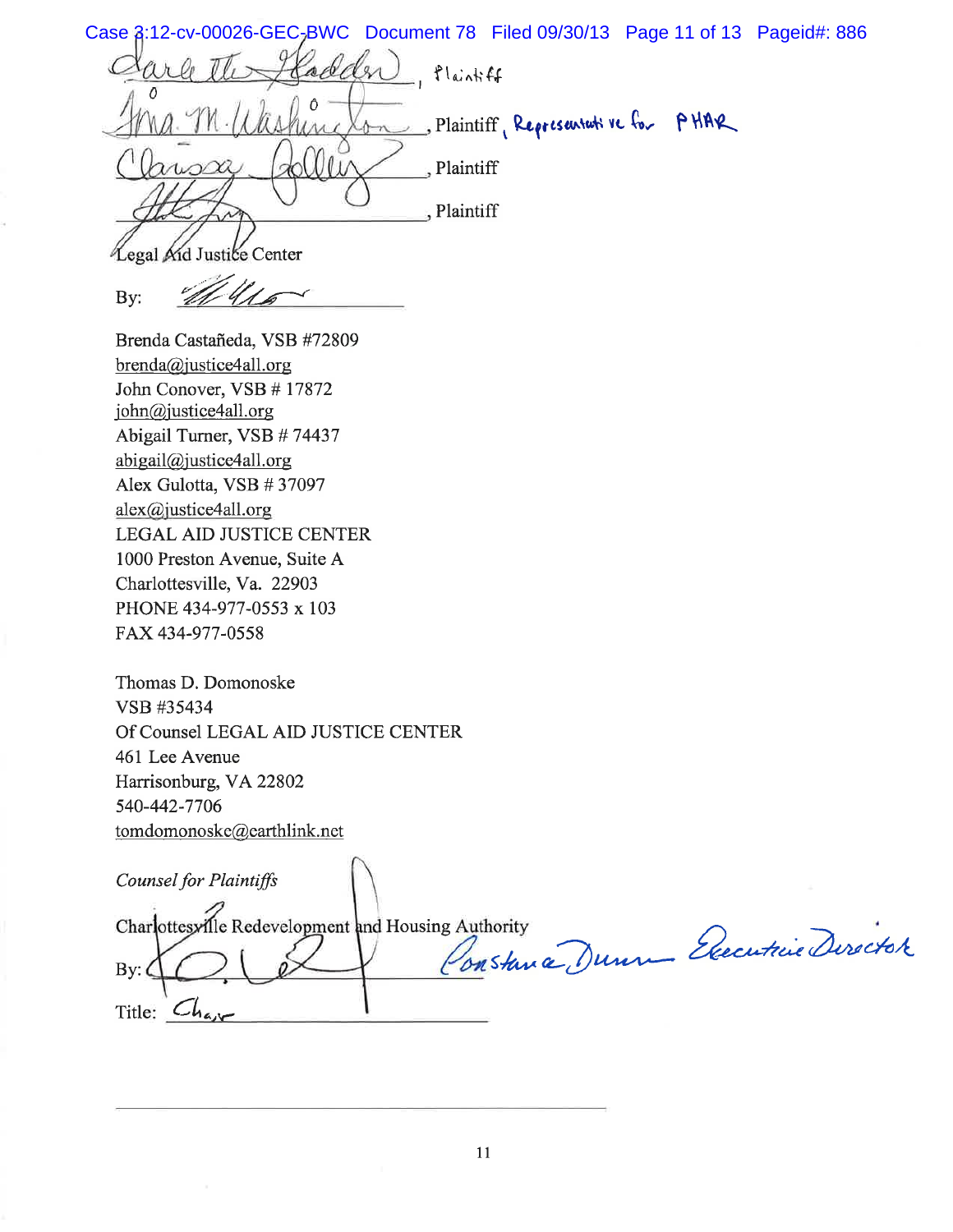_______________________, Plaintiff

_______________________, Plaintiff, Representative for PHAR

_______________________, Plaintiff

_______________________, Plaintiff

Legal Aid Justice Center

By: _______________________

Brenda Castañeda, VSB #72809
brenda@justice4all.org
John Conover, VSB # 17872
john@justice4all.org
Abigail Turner, VSB # 74437
abigail@justice4all.org
Alex Gulotta, VSB # 37097
alex@justice4all.org
LEGAL AID JUSTICE CENTER
1000 Preston Avenue, Suite A
Charlottesville, Va. 22903
PHONE 434-977-0553 x 103
FAX 434-977-0558

Thomas D. Domonoske
VSB #35434
Of Counsel LEGAL AID JUSTICE CENTER
461 Lee Avenue
Harrisonburg, VA 22802
540-442-7706
tomdomonoske@earthlink.net

*Counsel for Plaintiffs*

Charlottesville Redevelopment and Housing Authority

By: _______________________ Constance Dunn Executive Director

Title: Chair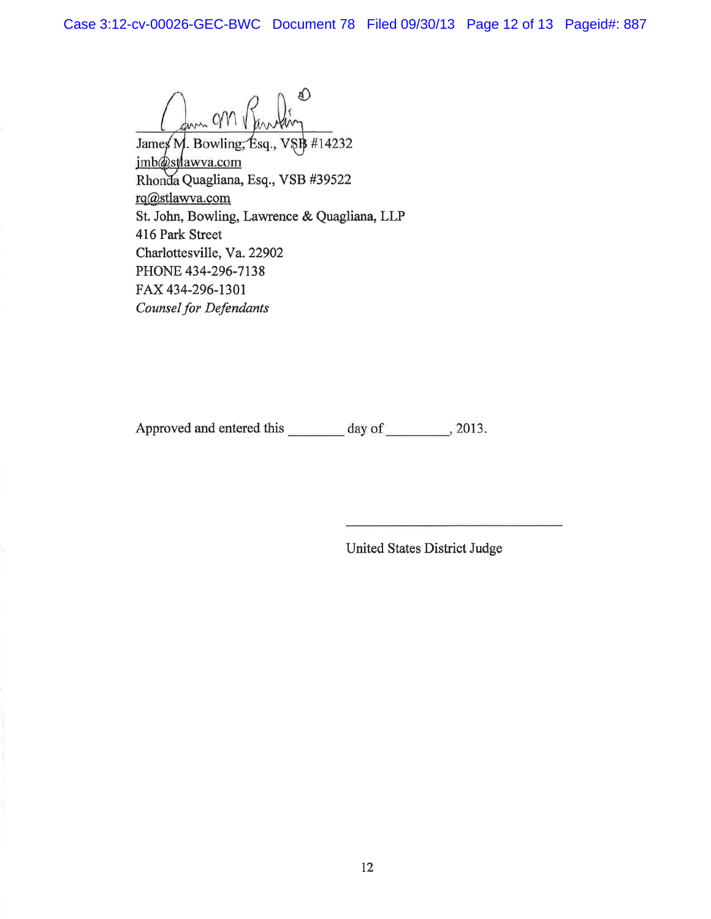James M. Bowling, Esq., VSB #14232
jmb@stlawva.com
Rhonda Quagliana, Esq., VSB #39522
rq@stlawva.com
St. John, Bowling, Lawrence & Quagliana, LLP
416 Park Street
Charlottesville, Va. 22902
PHONE 434-296-7138
FAX 434-296-1301
*Counsel for Defendants*

Approved and entered this ________ day of _________, 2013.

_______________________________
United States District Judge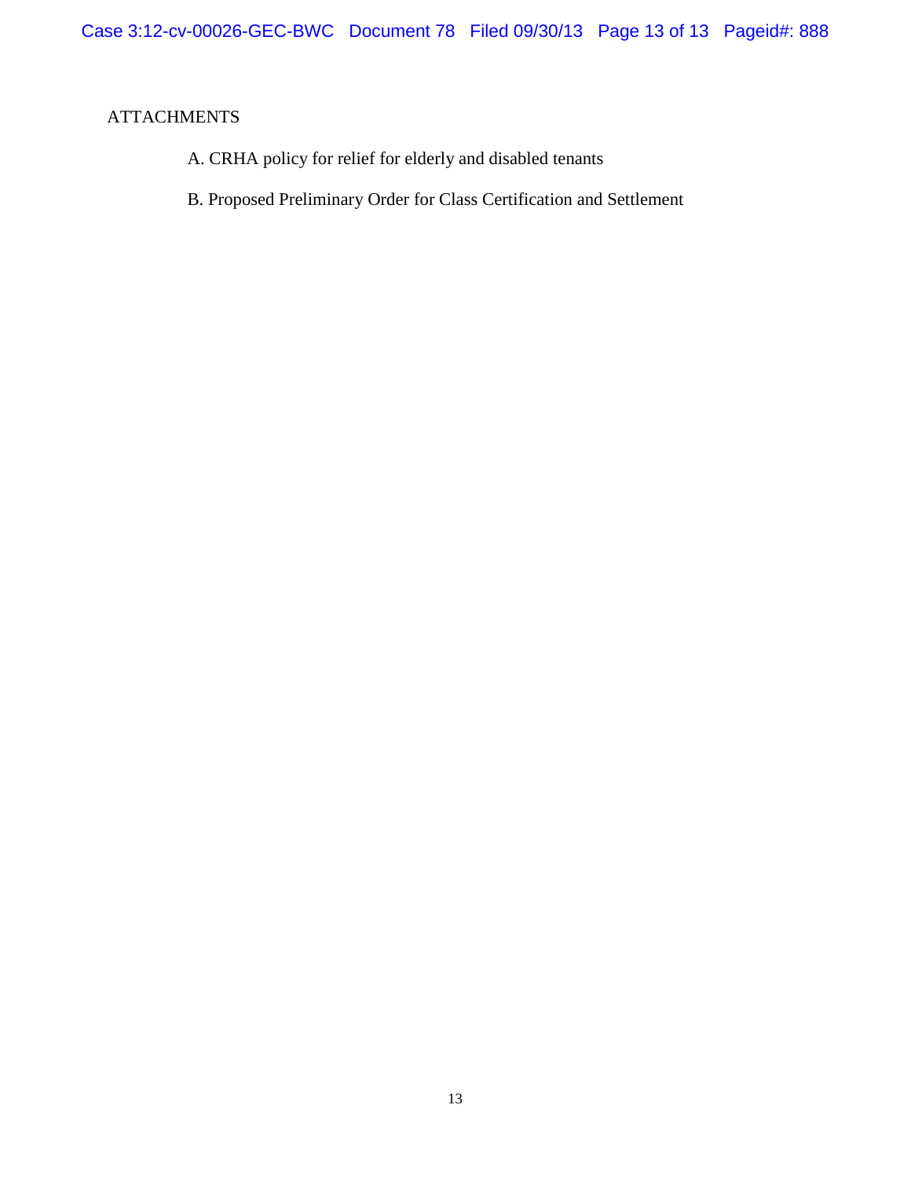ATTACHMENTS

A. CRHA policy for relief for elderly and disabled tenants

B. Proposed Preliminary Order for Class Certification and Settlement